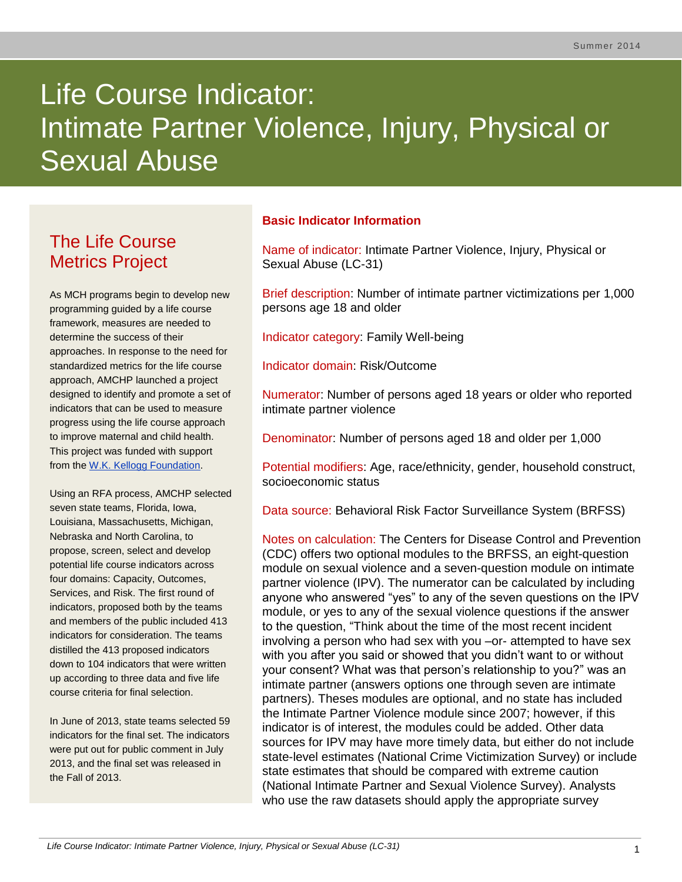# Life Course Indicator: Intimate Partner Violence, Injury, Physical or Sexual Abuse

## The Life Course Metrics Project

As MCH programs begin to develop new programming guided by a life course framework, measures are needed to determine the success of their approaches. In response to the need for standardized metrics for the life course approach, AMCHP launched a project designed to identify and promote a set of indicators that can be used to measure progress using the life course approach to improve maternal and child health. This project was funded with support from the [W.K. Kellogg Foundation](#).

Using an RFA process, AMCHP selected seven state teams, Florida, Iowa, Louisiana, Massachusetts, Michigan, Nebraska and North Carolina, to propose, screen, select and develop potential life course indicators across four domains: Capacity, Outcomes, Services, and Risk. The first round of indicators, proposed both by the teams and members of the public included 413 indicators for consideration. The teams distilled the 413 proposed indicators down to 104 indicators that were written up according to three data and five life course criteria for final selection.

In June of 2013, state teams selected 59 indicators for the final set. The indicators were put out for public comment in July 2013, and the final set was released in the Fall of 2013.

## Basic Indicator Information

**Name of indicator:** Intimate Partner Violence, Injury, Physical or Sexual Abuse (LC-31)

**Brief description:** Number of intimate partner victimizations per 1,000 persons age 18 and older

**Indicator category:** Family Well-being

**Indicator domain:** Risk/Outcome

**Numerator:** Number of persons aged 18 years or older who reported intimate partner violence

**Denominator:** Number of persons aged 18 and older per 1,000

**Potential modifiers:** Age, race/ethnicity, gender, household construct, socioeconomic status

**Data source:** Behavioral Risk Factor Surveillance System (BRFSS)

**Notes on calculation:** The Centers for Disease Control and Prevention (CDC) offers two optional modules to the BRFSS, an eight-question module on sexual violence and a seven-question module on intimate partner violence (IPV). The numerator can be calculated by including anyone who answered "yes" to any of the seven questions on the IPV module, or yes to any of the sexual violence questions if the answer to the question, "Think about the time of the most recent incident involving a person who had sex with you –or- attempted to have sex with you after you said or showed that you didn't want to or without your consent? What was that person's relationship to you?" was an intimate partner (answers options one through seven are intimate partners). Theses modules are optional, and no state has included the Intimate Partner Violence module since 2007; however, if this indicator is of interest, the modules could be added. Other data sources for IPV may have more timely data, but either do not include state-level estimates (National Crime Victimization Survey) or include state estimates that should be compared with extreme caution (National Intimate Partner and Sexual Violence Survey). Analysts who use the raw datasets should apply the appropriate survey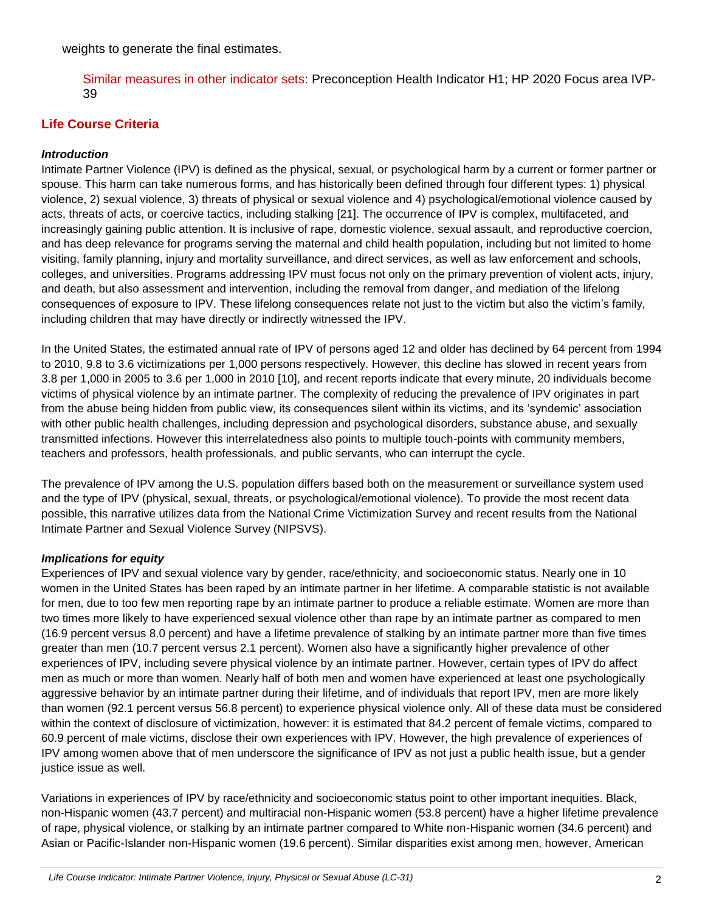weights to generate the final estimates.

Similar measures in other indicator sets: Preconception Health Indicator H1; HP 2020 Focus area IVP-39

## Life Course Criteria

### *Introduction*

Intimate Partner Violence (IPV) is defined as the physical, sexual, or psychological harm by a current or former partner or spouse. This harm can take numerous forms, and has historically been defined through four different types: 1) physical violence, 2) sexual violence, 3) threats of physical or sexual violence and 4) psychological/emotional violence caused by acts, threats of acts, or coercive tactics, including stalking [21]. The occurrence of IPV is complex, multifaceted, and increasingly gaining public attention. It is inclusive of rape, domestic violence, sexual assault, and reproductive coercion, and has deep relevance for programs serving the maternal and child health population, including but not limited to home visiting, family planning, injury and mortality surveillance, and direct services, as well as law enforcement and schools, colleges, and universities. Programs addressing IPV must focus not only on the primary prevention of violent acts, injury, and death, but also assessment and intervention, including the removal from danger, and mediation of the lifelong consequences of exposure to IPV. These lifelong consequences relate not just to the victim but also the victim's family, including children that may have directly or indirectly witnessed the IPV.

In the United States, the estimated annual rate of IPV of persons aged 12 and older has declined by 64 percent from 1994 to 2010, 9.8 to 3.6 victimizations per 1,000 persons respectively. However, this decline has slowed in recent years from 3.8 per 1,000 in 2005 to 3.6 per 1,000 in 2010 [10], and recent reports indicate that every minute, 20 individuals become victims of physical violence by an intimate partner. The complexity of reducing the prevalence of IPV originates in part from the abuse being hidden from public view, its consequences silent within its victims, and its 'syndemic' association with other public health challenges, including depression and psychological disorders, substance abuse, and sexually transmitted infections. However this interrelatedness also points to multiple touch-points with community members, teachers and professors, health professionals, and public servants, who can interrupt the cycle.

The prevalence of IPV among the U.S. population differs based both on the measurement or surveillance system used and the type of IPV (physical, sexual, threats, or psychological/emotional violence). To provide the most recent data possible, this narrative utilizes data from the National Crime Victimization Survey and recent results from the National Intimate Partner and Sexual Violence Survey (NIPSVS).

### *Implications for equity*

Experiences of IPV and sexual violence vary by gender, race/ethnicity, and socioeconomic status. Nearly one in 10 women in the United States has been raped by an intimate partner in her lifetime. A comparable statistic is not available for men, due to too few men reporting rape by an intimate partner to produce a reliable estimate. Women are more than two times more likely to have experienced sexual violence other than rape by an intimate partner as compared to men (16.9 percent versus 8.0 percent) and have a lifetime prevalence of stalking by an intimate partner more than five times greater than men (10.7 percent versus 2.1 percent). Women also have a significantly higher prevalence of other experiences of IPV, including severe physical violence by an intimate partner. However, certain types of IPV do affect men as much or more than women. Nearly half of both men and women have experienced at least one psychologically aggressive behavior by an intimate partner during their lifetime, and of individuals that report IPV, men are more likely than women (92.1 percent versus 56.8 percent) to experience physical violence only. All of these data must be considered within the context of disclosure of victimization, however: it is estimated that 84.2 percent of female victims, compared to 60.9 percent of male victims, disclose their own experiences with IPV. However, the high prevalence of experiences of IPV among women above that of men underscore the significance of IPV as not just a public health issue, but a gender justice issue as well.

Variations in experiences of IPV by race/ethnicity and socioeconomic status point to other important inequities. Black, non-Hispanic women (43.7 percent) and multiracial non-Hispanic women (53.8 percent) have a higher lifetime prevalence of rape, physical violence, or stalking by an intimate partner compared to White non-Hispanic women (34.6 percent) and Asian or Pacific-Islander non-Hispanic women (19.6 percent). Similar disparities exist among men, however, American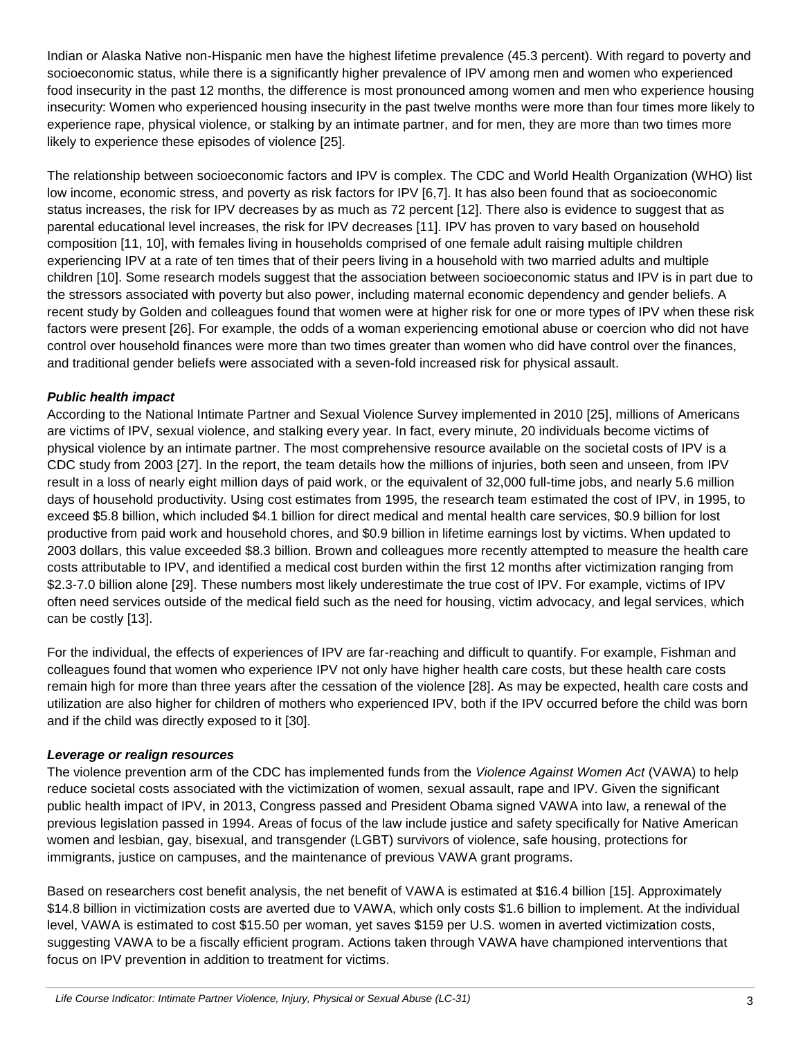Indian or Alaska Native non-Hispanic men have the highest lifetime prevalence (45.3 percent). With regard to poverty and socioeconomic status, while there is a significantly higher prevalence of IPV among men and women who experienced food insecurity in the past 12 months, the difference is most pronounced among women and men who experience housing insecurity: Women who experienced housing insecurity in the past twelve months were more than four times more likely to experience rape, physical violence, or stalking by an intimate partner, and for men, they are more than two times more likely to experience these episodes of violence [25].

The relationship between socioeconomic factors and IPV is complex. The CDC and World Health Organization (WHO) list low income, economic stress, and poverty as risk factors for IPV [6,7]. It has also been found that as socioeconomic status increases, the risk for IPV decreases by as much as 72 percent [12]. There also is evidence to suggest that as parental educational level increases, the risk for IPV decreases [11]. IPV has proven to vary based on household composition [11, 10], with females living in households comprised of one female adult raising multiple children experiencing IPV at a rate of ten times that of their peers living in a household with two married adults and multiple children [10]. Some research models suggest that the association between socioeconomic status and IPV is in part due to the stressors associated with poverty but also power, including maternal economic dependency and gender beliefs. A recent study by Golden and colleagues found that women were at higher risk for one or more types of IPV when these risk factors were present [26]. For example, the odds of a woman experiencing emotional abuse or coercion who did not have control over household finances were more than two times greater than women who did have control over the finances, and traditional gender beliefs were associated with a seven-fold increased risk for physical assault.

***Public health impact***

According to the National Intimate Partner and Sexual Violence Survey implemented in 2010 [25], millions of Americans are victims of IPV, sexual violence, and stalking every year. In fact, every minute, 20 individuals become victims of physical violence by an intimate partner. The most comprehensive resource available on the societal costs of IPV is a CDC study from 2003 [27]. In the report, the team details how the millions of injuries, both seen and unseen, from IPV result in a loss of nearly eight million days of paid work, or the equivalent of 32,000 full-time jobs, and nearly 5.6 million days of household productivity. Using cost estimates from 1995, the research team estimated the cost of IPV, in 1995, to exceed $5.8 billion, which included $4.1 billion for direct medical and mental health care services, $0.9 billion for lost productive from paid work and household chores, and $0.9 billion in lifetime earnings lost by victims. When updated to 2003 dollars, this value exceeded $8.3 billion. Brown and colleagues more recently attempted to measure the health care costs attributable to IPV, and identified a medical cost burden within the first 12 months after victimization ranging from $2.3-7.0 billion alone [29]. These numbers most likely underestimate the true cost of IPV. For example, victims of IPV often need services outside of the medical field such as the need for housing, victim advocacy, and legal services, which can be costly [13].

For the individual, the effects of experiences of IPV are far-reaching and difficult to quantify. For example, Fishman and colleagues found that women who experience IPV not only have higher health care costs, but these health care costs remain high for more than three years after the cessation of the violence [28]. As may be expected, health care costs and utilization are also higher for children of mothers who experienced IPV, both if the IPV occurred before the child was born and if the child was directly exposed to it [30].

***Leverage or realign resources***

The violence prevention arm of the CDC has implemented funds from the *Violence Against Women Act* (VAWA) to help reduce societal costs associated with the victimization of women, sexual assault, rape and IPV. Given the significant public health impact of IPV, in 2013, Congress passed and President Obama signed VAWA into law, a renewal of the previous legislation passed in 1994. Areas of focus of the law include justice and safety specifically for Native American women and lesbian, gay, bisexual, and transgender (LGBT) survivors of violence, safe housing, protections for immigrants, justice on campuses, and the maintenance of previous VAWA grant programs.

Based on researchers cost benefit analysis, the net benefit of VAWA is estimated at $16.4 billion [15]. Approximately $14.8 billion in victimization costs are averted due to VAWA, which only costs $1.6 billion to implement. At the individual level, VAWA is estimated to cost $15.50 per woman, yet saves $159 per U.S. women in averted victimization costs, suggesting VAWA to be a fiscally efficient program. Actions taken through VAWA have championed interventions that focus on IPV prevention in addition to treatment for victims.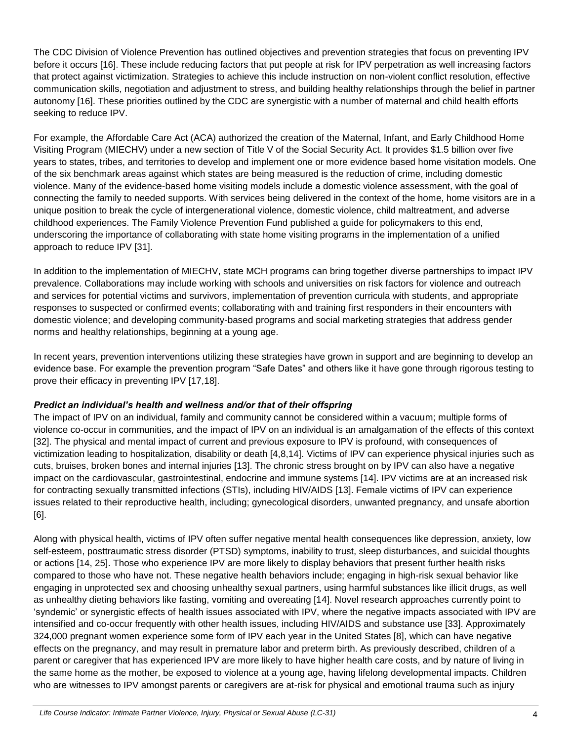The CDC Division of Violence Prevention has outlined objectives and prevention strategies that focus on preventing IPV before it occurs [16]. These include reducing factors that put people at risk for IPV perpetration as well increasing factors that protect against victimization. Strategies to achieve this include instruction on non-violent conflict resolution, effective communication skills, negotiation and adjustment to stress, and building healthy relationships through the belief in partner autonomy [16]. These priorities outlined by the CDC are synergistic with a number of maternal and child health efforts seeking to reduce IPV.

For example, the Affordable Care Act (ACA) authorized the creation of the Maternal, Infant, and Early Childhood Home Visiting Program (MIECHV) under a new section of Title V of the Social Security Act. It provides $1.5 billion over five years to states, tribes, and territories to develop and implement one or more evidence based home visitation models. One of the six benchmark areas against which states are being measured is the reduction of crime, including domestic violence. Many of the evidence-based home visiting models include a domestic violence assessment, with the goal of connecting the family to needed supports. With services being delivered in the context of the home, home visitors are in a unique position to break the cycle of intergenerational violence, domestic violence, child maltreatment, and adverse childhood experiences. The Family Violence Prevention Fund published a guide for policymakers to this end, underscoring the importance of collaborating with state home visiting programs in the implementation of a unified approach to reduce IPV [31].

In addition to the implementation of MIECHV, state MCH programs can bring together diverse partnerships to impact IPV prevalence. Collaborations may include working with schools and universities on risk factors for violence and outreach and services for potential victims and survivors, implementation of prevention curricula with students, and appropriate responses to suspected or confirmed events; collaborating with and training first responders in their encounters with domestic violence; and developing community-based programs and social marketing strategies that address gender norms and healthy relationships, beginning at a young age.

In recent years, prevention interventions utilizing these strategies have grown in support and are beginning to develop an evidence base. For example the prevention program "Safe Dates" and others like it have gone through rigorous testing to prove their efficacy in preventing IPV [17,18].

### *Predict an individual's health and wellness and/or that of their offspring*

The impact of IPV on an individual, family and community cannot be considered within a vacuum; multiple forms of violence co-occur in communities, and the impact of IPV on an individual is an amalgamation of the effects of this context [32]. The physical and mental impact of current and previous exposure to IPV is profound, with consequences of victimization leading to hospitalization, disability or death [4,8,14]. Victims of IPV can experience physical injuries such as cuts, bruises, broken bones and internal injuries [13]. The chronic stress brought on by IPV can also have a negative impact on the cardiovascular, gastrointestinal, endocrine and immune systems [14]. IPV victims are at an increased risk for contracting sexually transmitted infections (STIs), including HIV/AIDS [13]. Female victims of IPV can experience issues related to their reproductive health, including; gynecological disorders, unwanted pregnancy, and unsafe abortion [6].

Along with physical health, victims of IPV often suffer negative mental health consequences like depression, anxiety, low self-esteem, posttraumatic stress disorder (PTSD) symptoms, inability to trust, sleep disturbances, and suicidal thoughts or actions [14, 25]. Those who experience IPV are more likely to display behaviors that present further health risks compared to those who have not. These negative health behaviors include; engaging in high-risk sexual behavior like engaging in unprotected sex and choosing unhealthy sexual partners, using harmful substances like illicit drugs, as well as unhealthy dieting behaviors like fasting, vomiting and overeating [14]. Novel research approaches currently point to 'syndemic' or synergistic effects of health issues associated with IPV, where the negative impacts associated with IPV are intensified and co-occur frequently with other health issues, including HIV/AIDS and substance use [33]. Approximately 324,000 pregnant women experience some form of IPV each year in the United States [8], which can have negative effects on the pregnancy, and may result in premature labor and preterm birth. As previously described, children of a parent or caregiver that has experienced IPV are more likely to have higher health care costs, and by nature of living in the same home as the mother, be exposed to violence at a young age, having lifelong developmental impacts. Children who are witnesses to IPV amongst parents or caregivers are at-risk for physical and emotional trauma such as injury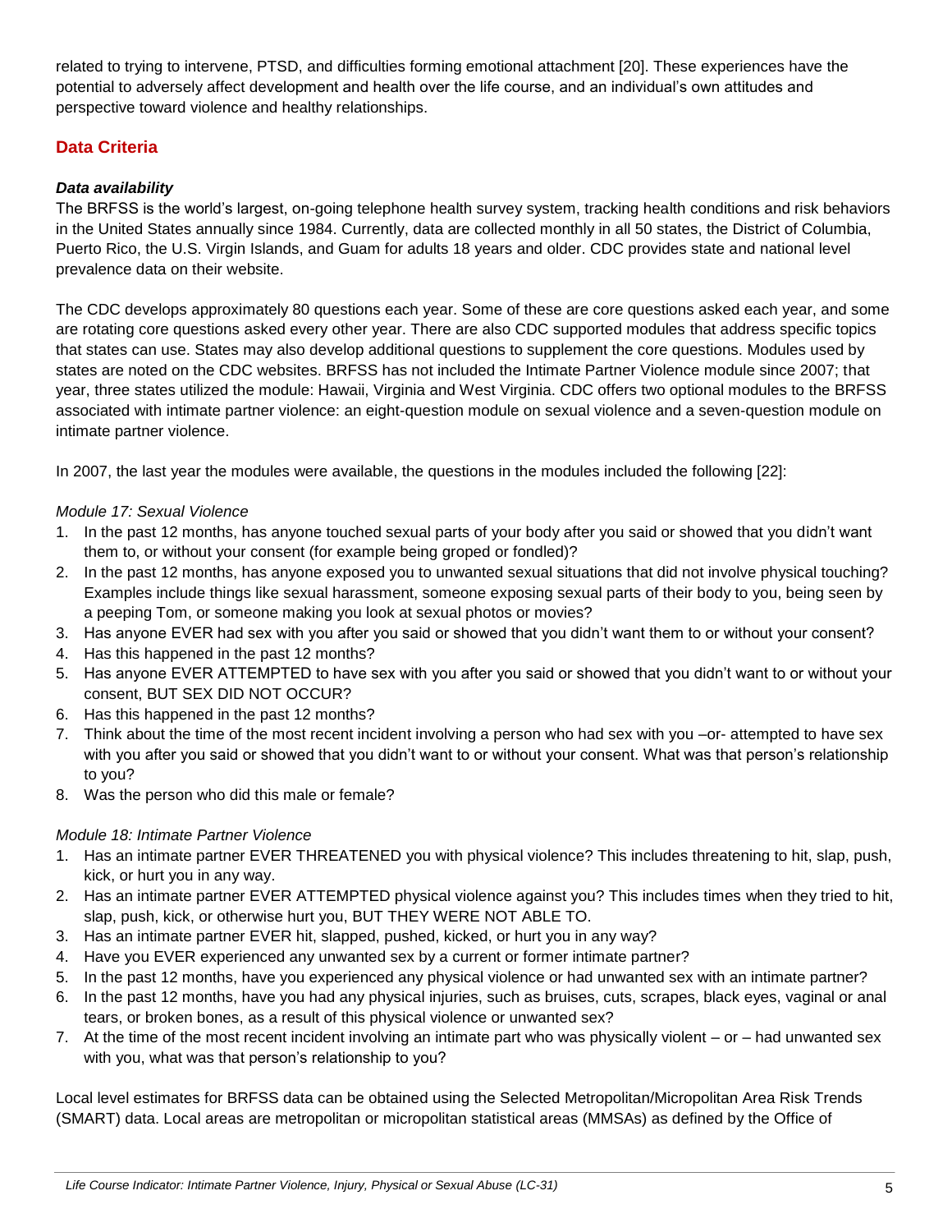related to trying to intervene, PTSD, and difficulties forming emotional attachment [20]. These experiences have the potential to adversely affect development and health over the life course, and an individual's own attitudes and perspective toward violence and healthy relationships.

## Data Criteria

### *Data availability*

The BRFSS is the world's largest, on-going telephone health survey system, tracking health conditions and risk behaviors in the United States annually since 1984. Currently, data are collected monthly in all 50 states, the District of Columbia, Puerto Rico, the U.S. Virgin Islands, and Guam for adults 18 years and older. CDC provides state and national level prevalence data on their website.

The CDC develops approximately 80 questions each year. Some of these are core questions asked each year, and some are rotating core questions asked every other year. There are also CDC supported modules that address specific topics that states can use. States may also develop additional questions to supplement the core questions. Modules used by states are noted on the CDC websites. BRFSS has not included the Intimate Partner Violence module since 2007; that year, three states utilized the module: Hawaii, Virginia and West Virginia. CDC offers two optional modules to the BRFSS associated with intimate partner violence: an eight-question module on sexual violence and a seven-question module on intimate partner violence.

In 2007, the last year the modules were available, the questions in the modules included the following [22]:

*Module 17: Sexual Violence*

1. In the past 12 months, has anyone touched sexual parts of your body after you said or showed that you didn't want them to, or without your consent (for example being groped or fondled)?
2. In the past 12 months, has anyone exposed you to unwanted sexual situations that did not involve physical touching? Examples include things like sexual harassment, someone exposing sexual parts of their body to you, being seen by a peeping Tom, or someone making you look at sexual photos or movies?
3. Has anyone EVER had sex with you after you said or showed that you didn't want them to or without your consent?
4. Has this happened in the past 12 months?
5. Has anyone EVER ATTEMPTED to have sex with you after you said or showed that you didn't want to or without your consent, BUT SEX DID NOT OCCUR?
6. Has this happened in the past 12 months?
7. Think about the time of the most recent incident involving a person who had sex with you –or- attempted to have sex with you after you said or showed that you didn't want to or without your consent. What was that person's relationship to you?
8. Was the person who did this male or female?

*Module 18: Intimate Partner Violence*

1. Has an intimate partner EVER THREATENED you with physical violence? This includes threatening to hit, slap, push, kick, or hurt you in any way.
2. Has an intimate partner EVER ATTEMPTED physical violence against you? This includes times when they tried to hit, slap, push, kick, or otherwise hurt you, BUT THEY WERE NOT ABLE TO.
3. Has an intimate partner EVER hit, slapped, pushed, kicked, or hurt you in any way?
4. Have you EVER experienced any unwanted sex by a current or former intimate partner?
5. In the past 12 months, have you experienced any physical violence or had unwanted sex with an intimate partner?
6. In the past 12 months, have you had any physical injuries, such as bruises, cuts, scrapes, black eyes, vaginal or anal tears, or broken bones, as a result of this physical violence or unwanted sex?
7. At the time of the most recent incident involving an intimate part who was physically violent – or – had unwanted sex with you, what was that person's relationship to you?

Local level estimates for BRFSS data can be obtained using the Selected Metropolitan/Micropolitan Area Risk Trends (SMART) data. Local areas are metropolitan or micropolitan statistical areas (MMSAs) as defined by the Office of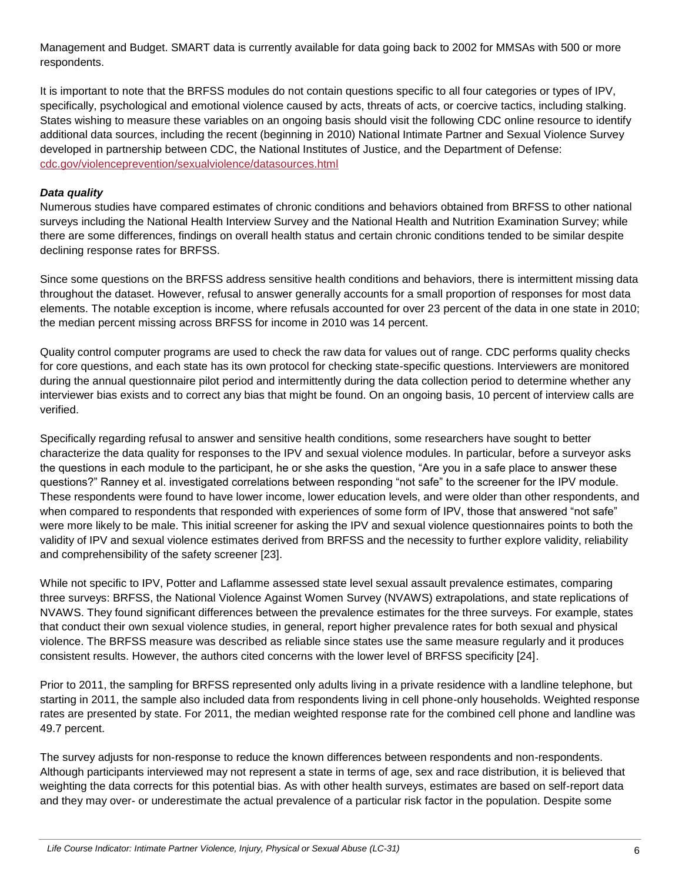Management and Budget. SMART data is currently available for data going back to 2002 for MMSAs with 500 or more respondents.

It is important to note that the BRFSS modules do not contain questions specific to all four categories or types of IPV, specifically, psychological and emotional violence caused by acts, threats of acts, or coercive tactics, including stalking. States wishing to measure these variables on an ongoing basis should visit the following CDC online resource to identify additional data sources, including the recent (beginning in 2010) National Intimate Partner and Sexual Violence Survey developed in partnership between CDC, the National Institutes of Justice, and the Department of Defense: cdc.gov/violenceprevention/sexualviolence/datasources.html

***Data quality***

Numerous studies have compared estimates of chronic conditions and behaviors obtained from BRFSS to other national surveys including the National Health Interview Survey and the National Health and Nutrition Examination Survey; while there are some differences, findings on overall health status and certain chronic conditions tended to be similar despite declining response rates for BRFSS.

Since some questions on the BRFSS address sensitive health conditions and behaviors, there is intermittent missing data throughout the dataset. However, refusal to answer generally accounts for a small proportion of responses for most data elements. The notable exception is income, where refusals accounted for over 23 percent of the data in one state in 2010; the median percent missing across BRFSS for income in 2010 was 14 percent.

Quality control computer programs are used to check the raw data for values out of range. CDC performs quality checks for core questions, and each state has its own protocol for checking state-specific questions. Interviewers are monitored during the annual questionnaire pilot period and intermittently during the data collection period to determine whether any interviewer bias exists and to correct any bias that might be found. On an ongoing basis, 10 percent of interview calls are verified.

Specifically regarding refusal to answer and sensitive health conditions, some researchers have sought to better characterize the data quality for responses to the IPV and sexual violence modules. In particular, before a surveyor asks the questions in each module to the participant, he or she asks the question, "Are you in a safe place to answer these questions?" Ranney et al. investigated correlations between responding "not safe" to the screener for the IPV module. These respondents were found to have lower income, lower education levels, and were older than other respondents, and when compared to respondents that responded with experiences of some form of IPV, those that answered "not safe" were more likely to be male. This initial screener for asking the IPV and sexual violence questionnaires points to both the validity of IPV and sexual violence estimates derived from BRFSS and the necessity to further explore validity, reliability and comprehensibility of the safety screener [23].

While not specific to IPV, Potter and Laflamme assessed state level sexual assault prevalence estimates, comparing three surveys: BRFSS, the National Violence Against Women Survey (NVAWS) extrapolations, and state replications of NVAWS. They found significant differences between the prevalence estimates for the three surveys. For example, states that conduct their own sexual violence studies, in general, report higher prevalence rates for both sexual and physical violence. The BRFSS measure was described as reliable since states use the same measure regularly and it produces consistent results. However, the authors cited concerns with the lower level of BRFSS specificity [24].

Prior to 2011, the sampling for BRFSS represented only adults living in a private residence with a landline telephone, but starting in 2011, the sample also included data from respondents living in cell phone-only households. Weighted response rates are presented by state. For 2011, the median weighted response rate for the combined cell phone and landline was 49.7 percent.

The survey adjusts for non-response to reduce the known differences between respondents and non-respondents. Although participants interviewed may not represent a state in terms of age, sex and race distribution, it is believed that weighting the data corrects for this potential bias. As with other health surveys, estimates are based on self-report data and they may over- or underestimate the actual prevalence of a particular risk factor in the population. Despite some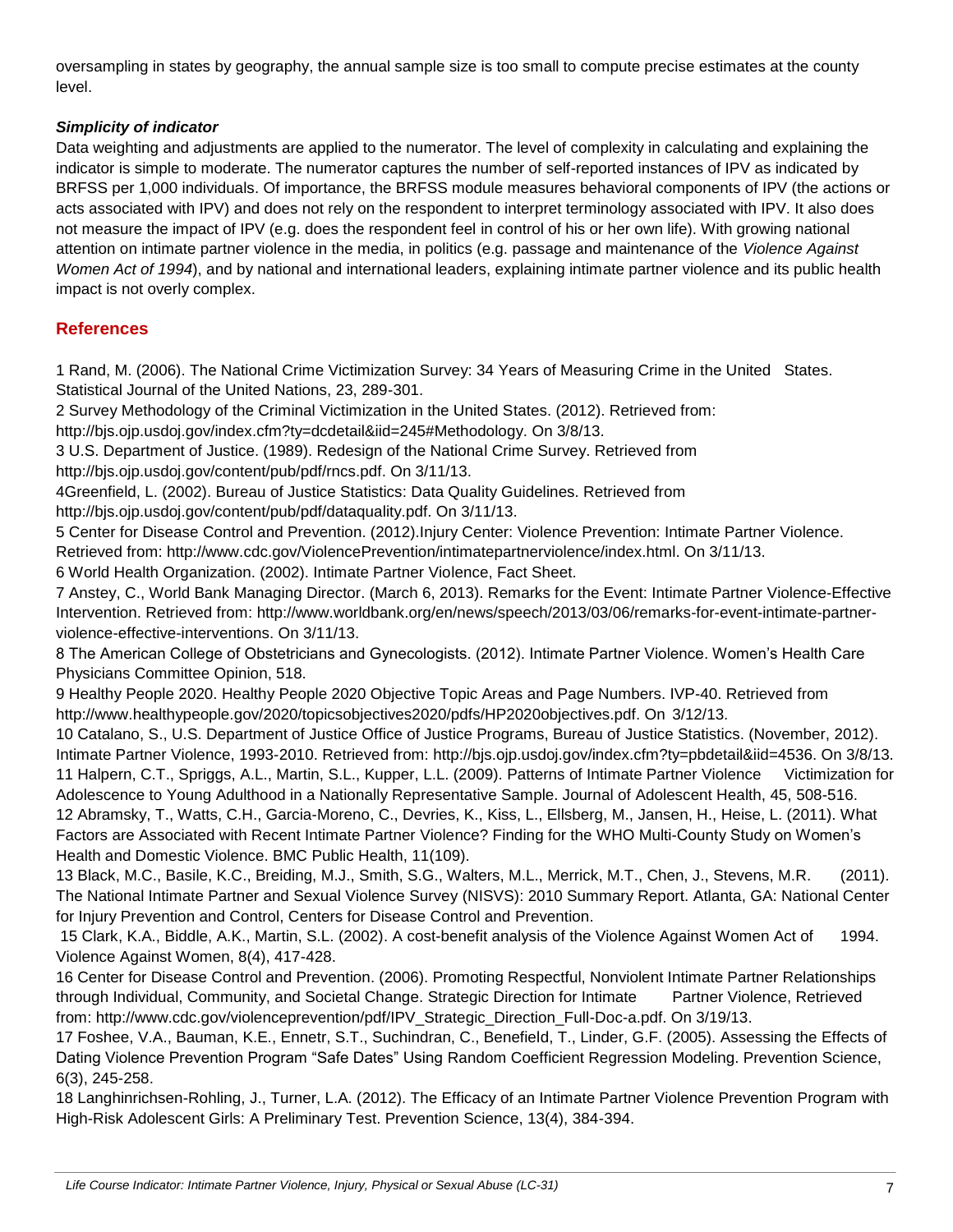oversampling in states by geography, the annual sample size is too small to compute precise estimates at the county level.

### *Simplicity of indicator*

Data weighting and adjustments are applied to the numerator. The level of complexity in calculating and explaining the indicator is simple to moderate. The numerator captures the number of self-reported instances of IPV as indicated by BRFSS per 1,000 individuals. Of importance, the BRFSS module measures behavioral components of IPV (the actions or acts associated with IPV) and does not rely on the respondent to interpret terminology associated with IPV. It also does not measure the impact of IPV (e.g. does the respondent feel in control of his or her own life). With growing national attention on intimate partner violence in the media, in politics (e.g. passage and maintenance of the *Violence Against Women Act of 1994*), and by national and international leaders, explaining intimate partner violence and its public health impact is not overly complex.

## References

1 Rand, M. (2006). The National Crime Victimization Survey: 34 Years of Measuring Crime in the United States. Statistical Journal of the United Nations, 23, 289-301.

2 Survey Methodology of the Criminal Victimization in the United States. (2012). Retrieved from: http://bjs.ojp.usdoj.gov/index.cfm?ty=dcdetail&iid=245#Methodology. On 3/8/13.

3 U.S. Department of Justice. (1989). Redesign of the National Crime Survey. Retrieved from http://bjs.ojp.usdoj.gov/content/pub/pdf/rncs.pdf. On 3/11/13.

4Greenfield, L. (2002). Bureau of Justice Statistics: Data Quality Guidelines. Retrieved from http://bjs.ojp.usdoj.gov/content/pub/pdf/dataquality.pdf. On 3/11/13.

5 Center for Disease Control and Prevention. (2012).Injury Center: Violence Prevention: Intimate Partner Violence. Retrieved from: http://www.cdc.gov/ViolencePrevention/intimatepartnerviolence/index.html. On 3/11/13.

6 World Health Organization. (2002). Intimate Partner Violence, Fact Sheet.

7 Anstey, C., World Bank Managing Director. (March 6, 2013). Remarks for the Event: Intimate Partner Violence-Effective Intervention. Retrieved from: http://www.worldbank.org/en/news/speech/2013/03/06/remarks-for-event-intimate-partner-violence-effective-interventions. On 3/11/13.

8 The American College of Obstetricians and Gynecologists. (2012). Intimate Partner Violence. Women's Health Care Physicians Committee Opinion, 518.

9 Healthy People 2020. Healthy People 2020 Objective Topic Areas and Page Numbers. IVP-40. Retrieved from http://www.healthypeople.gov/2020/topicsobjectives2020/pdfs/HP2020objectives.pdf. On 3/12/13.

10 Catalano, S., U.S. Department of Justice Office of Justice Programs, Bureau of Justice Statistics. (November, 2012). Intimate Partner Violence, 1993-2010. Retrieved from: http://bjs.ojp.usdoj.gov/index.cfm?ty=pbdetail&iid=4536. On 3/8/13.

11 Halpern, C.T., Spriggs, A.L., Martin, S.L., Kupper, L.L. (2009). Patterns of Intimate Partner Violence Victimization for Adolescence to Young Adulthood in a Nationally Representative Sample. Journal of Adolescent Health, 45, 508-516.

12 Abramsky, T., Watts, C.H., Garcia-Moreno, C., Devries, K., Kiss, L., Ellsberg, M., Jansen, H., Heise, L. (2011). What Factors are Associated with Recent Intimate Partner Violence? Finding for the WHO Multi-County Study on Women's Health and Domestic Violence. BMC Public Health, 11(109).

13 Black, M.C., Basile, K.C., Breiding, M.J., Smith, S.G., Walters, M.L., Merrick, M.T., Chen, J., Stevens, M.R. (2011). The National Intimate Partner and Sexual Violence Survey (NISVS): 2010 Summary Report. Atlanta, GA: National Center for Injury Prevention and Control, Centers for Disease Control and Prevention.

15 Clark, K.A., Biddle, A.K., Martin, S.L. (2002). A cost-benefit analysis of the Violence Against Women Act of 1994. Violence Against Women, 8(4), 417-428.

16 Center for Disease Control and Prevention. (2006). Promoting Respectful, Nonviolent Intimate Partner Relationships through Individual, Community, and Societal Change. Strategic Direction for Intimate Partner Violence, Retrieved from: http://www.cdc.gov/violenceprevention/pdf/IPV_Strategic_Direction_Full-Doc-a.pdf. On 3/19/13.

17 Foshee, V.A., Bauman, K.E., Ennetr, S.T., Suchindran, C., Benefield, T., Linder, G.F. (2005). Assessing the Effects of Dating Violence Prevention Program "Safe Dates" Using Random Coefficient Regression Modeling. Prevention Science, 6(3), 245-258.

18 Langhinrichsen-Rohling, J., Turner, L.A. (2012). The Efficacy of an Intimate Partner Violence Prevention Program with High-Risk Adolescent Girls: A Preliminary Test. Prevention Science, 13(4), 384-394.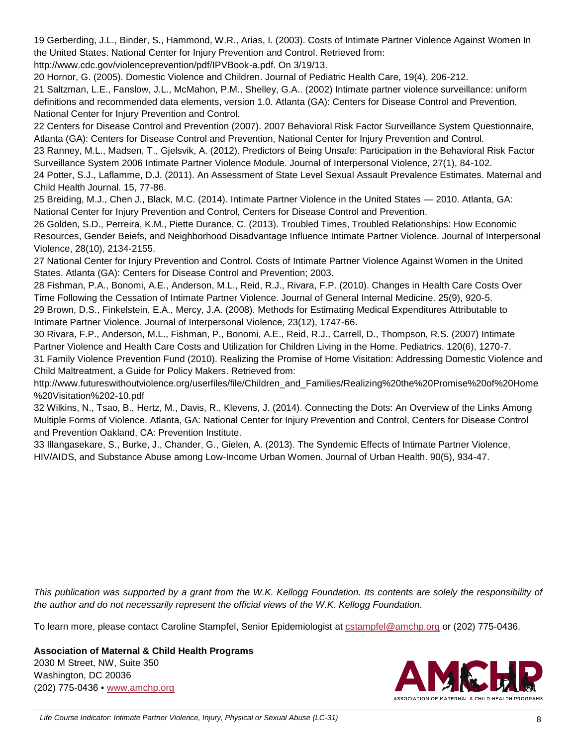19 Gerberding, J.L., Binder, S., Hammond, W.R., Arias, I. (2003). Costs of Intimate Partner Violence Against Women In the United States. National Center for Injury Prevention and Control. Retrieved from: http://www.cdc.gov/violenceprevention/pdf/IPVBook-a.pdf. On 3/19/13.

20 Hornor, G. (2005). Domestic Violence and Children. Journal of Pediatric Health Care, 19(4), 206-212.

21 Saltzman, L.E., Fanslow, J.L., McMahon, P.M., Shelley, G.A.. (2002) Intimate partner violence surveillance: uniform definitions and recommended data elements, version 1.0. Atlanta (GA): Centers for Disease Control and Prevention, National Center for Injury Prevention and Control.

22 Centers for Disease Control and Prevention (2007). 2007 Behavioral Risk Factor Surveillance System Questionnaire, Atlanta (GA): Centers for Disease Control and Prevention, National Center for Injury Prevention and Control.

23 Ranney, M.L., Madsen, T., Gjelsvik, A. (2012). Predictors of Being Unsafe: Participation in the Behavioral Risk Factor Surveillance System 2006 Intimate Partner Violence Module. Journal of Interpersonal Violence, 27(1), 84-102.

24 Potter, S.J., Laflamme, D.J. (2011). An Assessment of State Level Sexual Assault Prevalence Estimates. Maternal and Child Health Journal. 15, 77-86.

25 Breiding, M.J., Chen J., Black, M.C. (2014). Intimate Partner Violence in the United States — 2010. Atlanta, GA: National Center for Injury Prevention and Control, Centers for Disease Control and Prevention.

26 Golden, S.D., Perreira, K.M., Piette Durance, C. (2013). Troubled Times, Troubled Relationships: How Economic Resources, Gender Beiefs, and Neighborhood Disadvantage Influence Intimate Partner Violence. Journal of Interpersonal Violence, 28(10), 2134-2155.

27 National Center for Injury Prevention and Control. Costs of Intimate Partner Violence Against Women in the United States. Atlanta (GA): Centers for Disease Control and Prevention; 2003.

28 Fishman, P.A., Bonomi, A.E., Anderson, M.L., Reid, R.J., Rivara, F.P. (2010). Changes in Health Care Costs Over Time Following the Cessation of Intimate Partner Violence. Journal of General Internal Medicine. 25(9), 920-5.

29 Brown, D.S., Finkelstein, E.A., Mercy, J.A. (2008). Methods for Estimating Medical Expenditures Attributable to Intimate Partner Violence. Journal of Interpersonal Violence, 23(12), 1747-66.

30 Rivara, F.P., Anderson, M.L., Fishman, P., Bonomi, A.E., Reid, R.J., Carrell, D., Thompson, R.S. (2007) Intimate Partner Violence and Health Care Costs and Utilization for Children Living in the Home. Pediatrics. 120(6), 1270-7.

31 Family Violence Prevention Fund (2010). Realizing the Promise of Home Visitation: Addressing Domestic Violence and Child Maltreatment, a Guide for Policy Makers. Retrieved from: http://www.futureswithoutviolence.org/userfiles/file/Children_and_Families/Realizing%20the%20Promise%20of%20Home%20Visitation%202-10.pdf

32 Wilkins, N., Tsao, B., Hertz, M., Davis, R., Klevens, J. (2014). Connecting the Dots: An Overview of the Links Among Multiple Forms of Violence. Atlanta, GA: National Center for Injury Prevention and Control, Centers for Disease Control and Prevention Oakland, CA: Prevention Institute.

33 Illangasekare, S., Burke, J., Chander, G., Gielen, A. (2013). The Syndemic Effects of Intimate Partner Violence, HIV/AIDS, and Substance Abuse among Low-Income Urban Women. Journal of Urban Health. 90(5), 934-47.

*This publication was supported by a grant from the W.K. Kellogg Foundation. Its contents are solely the responsibility of the author and do not necessarily represent the official views of the W.K. Kellogg Foundation.*

To learn more, please contact Caroline Stampfel, Senior Epidemiologist at cstampfel@amchp.org or (202) 775-0436.

**Association of Maternal & Child Health Programs**
2030 M Street, NW, Suite 350
Washington, DC 20036
(202) 775-0436 ▪ www.amchp.org

AMCHP
ASSOCIATION OF MATERNAL & CHILD HEALTH PROGRAMS